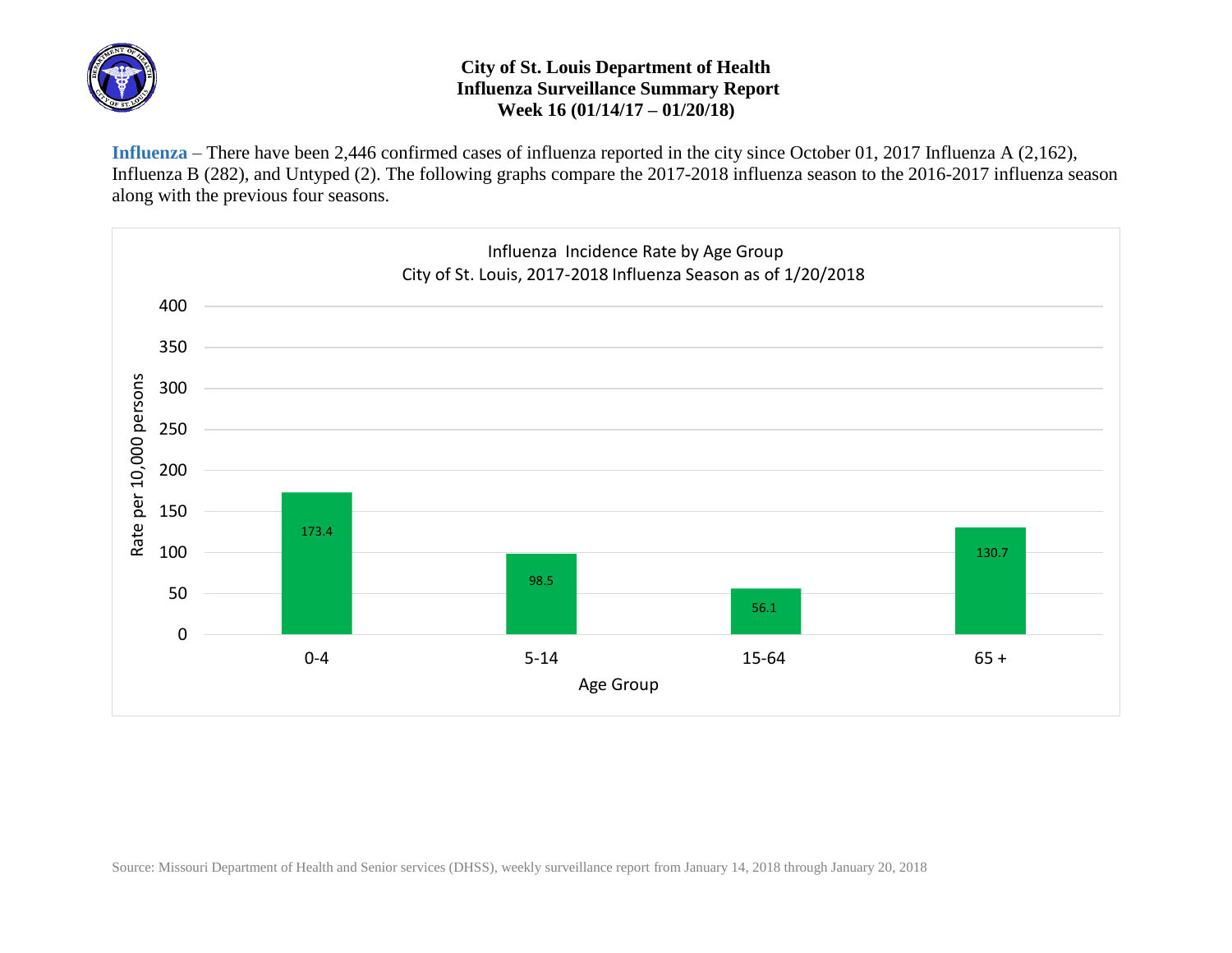# City of St. Louis Department of Health
## Influenza Surveillance Summary Report
### Week 16 (01/14/17 – 01/20/18)

**Influenza** – There have been 2,446 confirmed cases of influenza reported in the city since October 01, 2017 Influenza A (2,162), Influenza B (282), and Untyped (2). The following graphs compare the 2017-2018 influenza season to the 2016-2017 influenza season along with the previous four seasons.

**Influenza Incidence Rate by Age Group**
**City of St. Louis, 2017-2018 Influenza Season as of 1/20/2018**

| Age Group | Rate per 10,000 persons |
|---|---|
| 0-4 | 173.4 |
| 5-14 | 98.5 |
| 15-64 | 56.1 |
| 65 + | 130.7 |

Source: Missouri Department of Health and Senior services (DHSS), weekly surveillance report from January 14, 2018 through January 20, 2018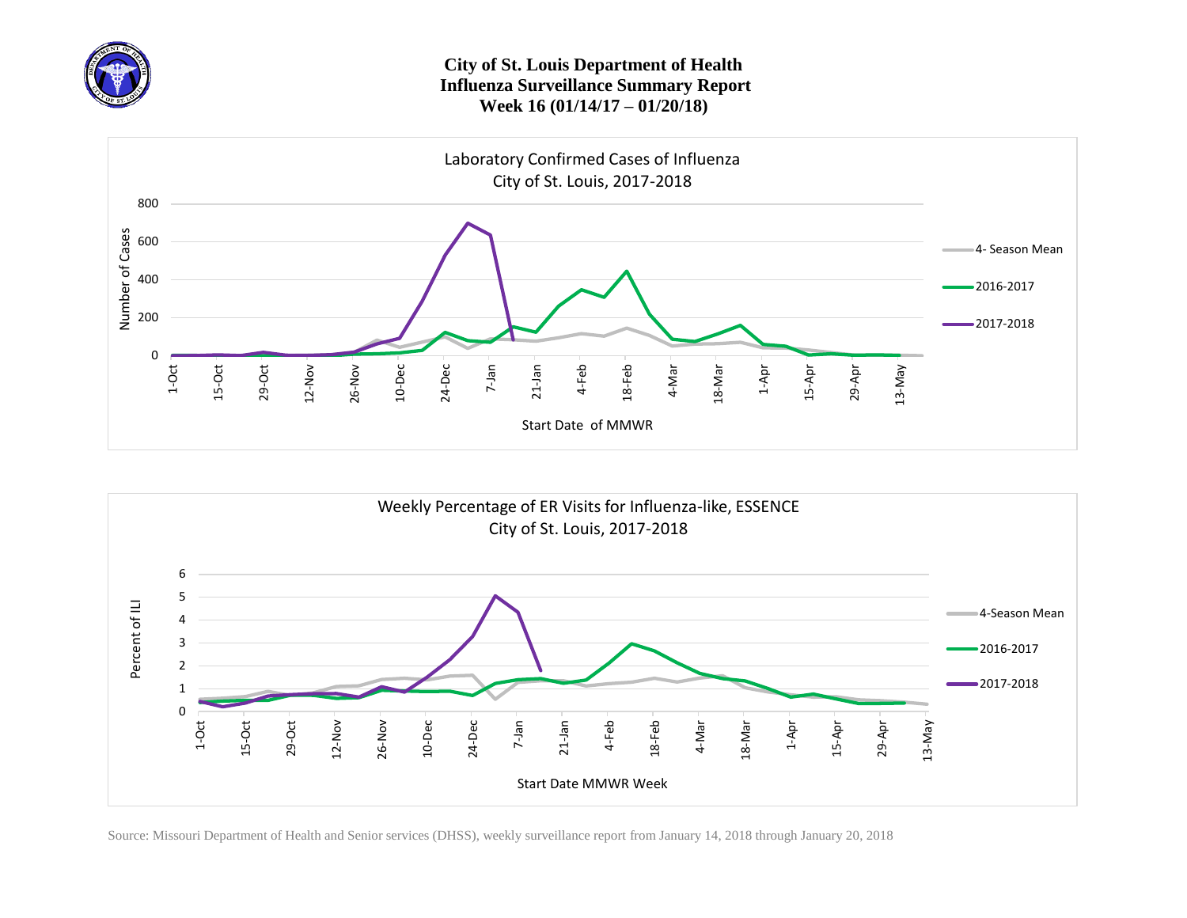**City of St. Louis Department of Health**
**Influenza Surveillance Summary Report**
**Week 16 (01/14/17 – 01/20/18)**

Laboratory Confirmed Cases of Influenza
City of St. Louis, 2017-2018

Number of Cases

0
200
400
600
800

1-Oct
15-Oct
29-Oct
12-Nov
26-Nov
10-Dec
24-Dec
7-Jan
21-Jan
4-Feb
18-Feb
4-Mar
18-Mar
1-Apr
15-Apr
29-Apr
13-May

Start Date of MMWR

4- Season Mean
2016-2017
2017-2018

Weekly Percentage of ER Visits for Influenza-like, ESSENCE
City of St. Louis, 2017-2018

Percent of ILI

0
1
2
3
4
5
6

1-Oct
15-Oct
29-Oct
12-Nov
26-Nov
10-Dec
24-Dec
7-Jan
21-Jan
4-Feb
18-Feb
4-Mar
18-Mar
1-Apr
15-Apr
29-Apr
13-May

Start Date MMWR Week

4-Season Mean
2016-2017
2017-2018

Source: Missouri Department of Health and Senior services (DHSS), weekly surveillance report from January 14, 2018 through January 20, 2018